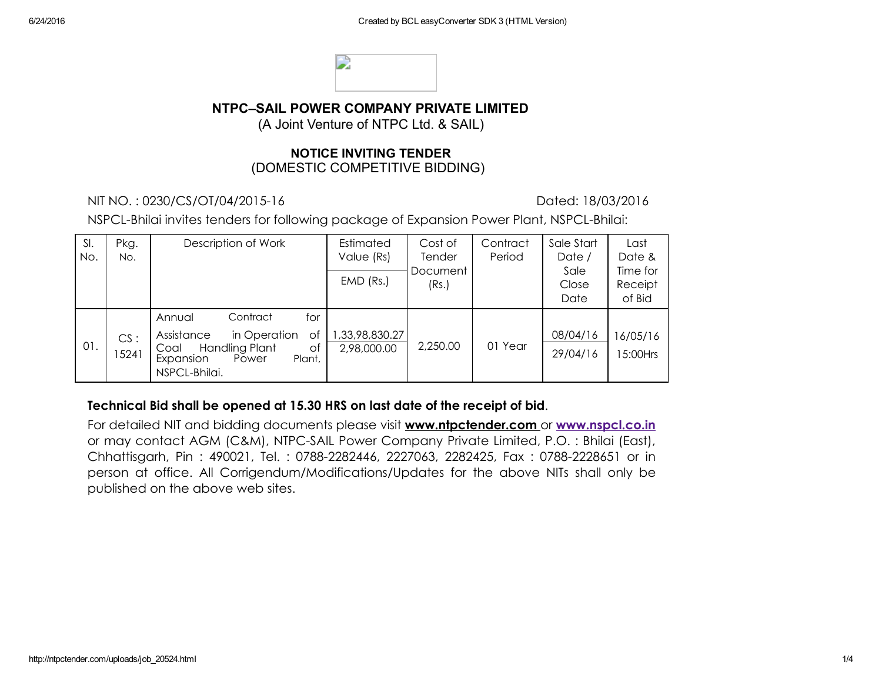# NTPC–SAIL POWER COMPANY PRIVATE LIMITED

(A Joint Venture of NTPC Ltd. & SAIL)

## NOTICE INVITING TENDER

(DOMESTIC COMPETITIVE BIDDING)

NIT NO. : 0230/CS/OT/04/2015-16 Dated: 18/03/2016

NSPCL-Bhilai invites tenders for following package of Expansion Power Plant, NSPCL-Bhilai:

| Sl. No. | Pkg. No. | Description of Work | Estimated Value (Rs) / EMD (Rs.) | Cost of Tender Document (Rs.) | Contract Period | Sale Start Date / Sale Close Date | Last Date & Time for Receipt of Bid |
|---|---|---|---|---|---|---|---|
| 01. | CS : 15241 | Annual Contract for Assistance in Operation of Coal Handling Plant of Expansion Power Plant, NSPCL-Bhilai. | 1,33,98,830.27 / 2,98,000.00 | 2,250.00 | 01 Year | 08/04/16 / 29/04/16 | 16/05/16 15:00Hrs |

**Technical Bid shall be opened at 15.30 HRS on last date of the receipt of bid**.

For detailed NIT and bidding documents please visit **www.ntpctender.com** or **www.nspcl.co.in** or may contact AGM (C&M), NTPC-SAIL Power Company Private Limited, P.O. : Bhilai (East), Chhattisgarh, Pin : 490021, Tel. : 0788-2282446, 2227063, 2282425, Fax : 0788-2228651 or in person at office. All Corrigendum/Modifications/Updates for the above NITs shall only be published on the above web sites.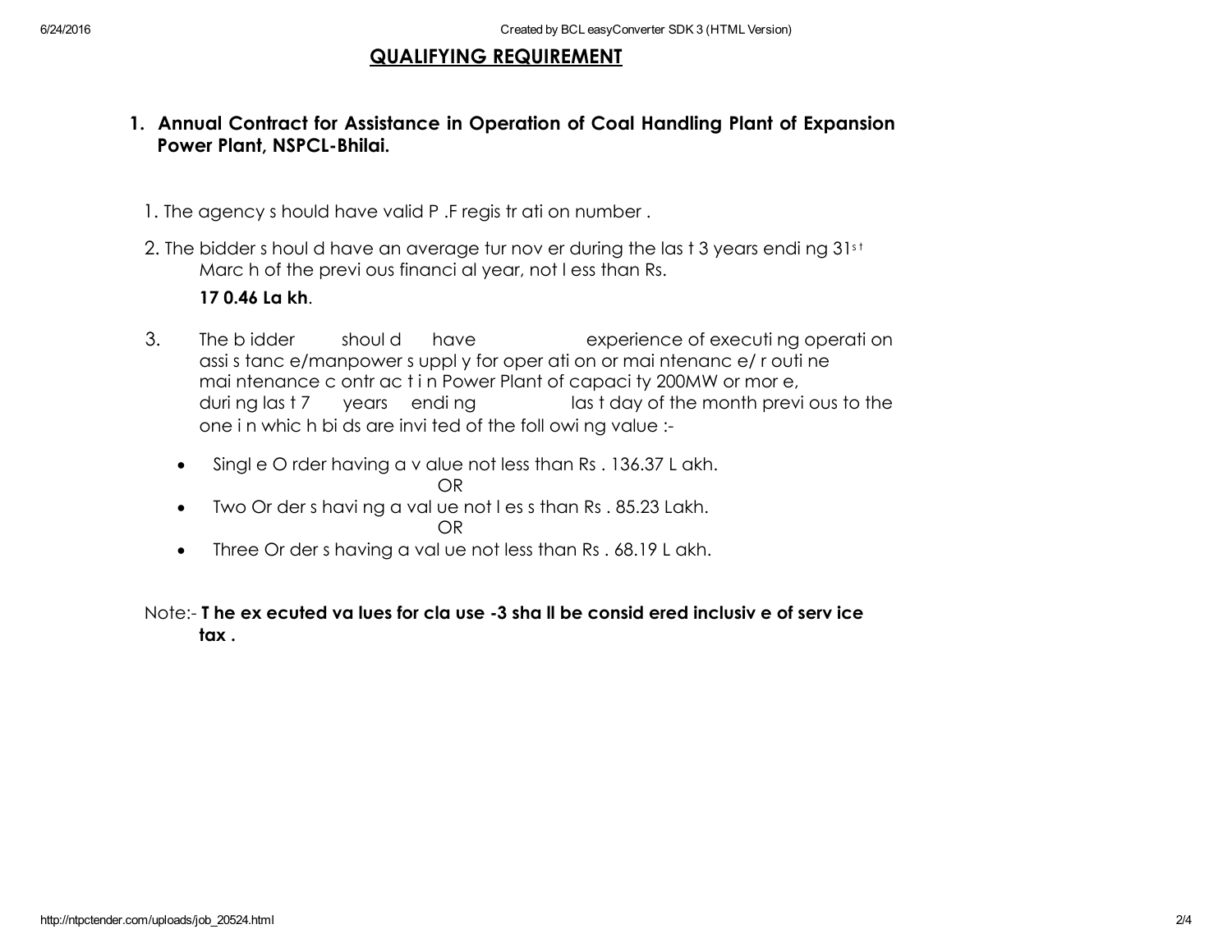## QUALIFYING REQUIREMENT

1. **Annual Contract for Assistance in Operation of Coal Handling Plant of Expansion Power Plant, NSPCL-Bhilai.**

1. The agency should have valid P.F registration number.

2. The bidder should have an average turnover during the last 3 years ending 31st March of the previous financial year, not less than Rs.

   **170.46 Lakh**.

3. The bidder should have experience of executing operation assistance/manpower supply for operation or maintenance/ routine maintenance contract in Power Plant of capacity 200MW or more, during last 7 years ending last day of the month previous to the one in which bids are invited of the following value :-

   - Single Order having a value not less than Rs. 136.37 Lakh.

     OR
   - Two Orders having a value not less than Rs. 85.23 Lakh.

     OR
   - Three Orders having a value not less than Rs. 68.19 Lakh.

Note:- **The executed values for clause -3 shall be considered inclusive of service tax.**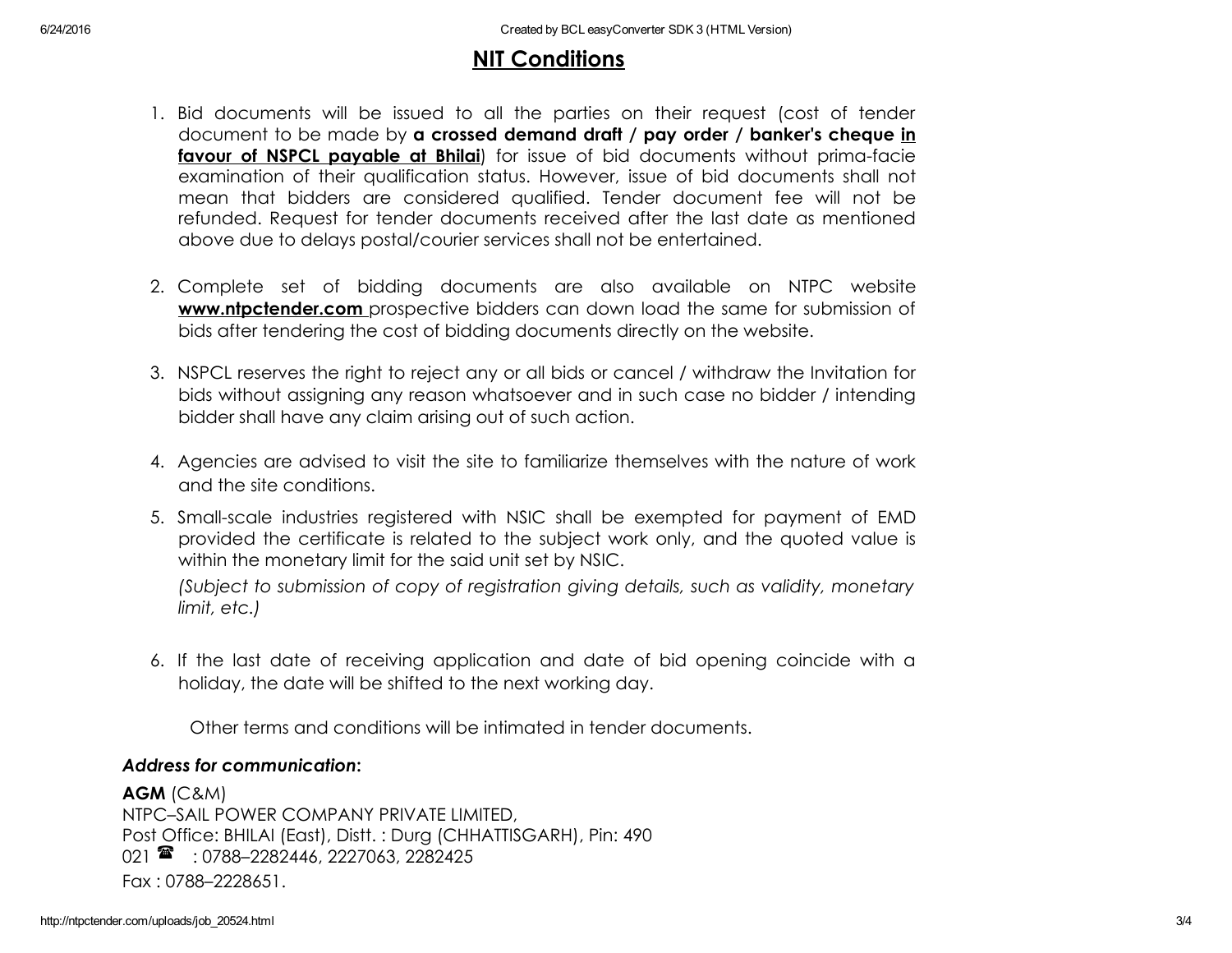# NIT Conditions

1. Bid documents will be issued to all the parties on their request (cost of tender document to be made by **a crossed demand draft / pay order / banker's cheque <u>in favour of NSPCL payable at Bhilai</u>**) for issue of bid documents without prima-facie examination of their qualification status. However, issue of bid documents shall not mean that bidders are considered qualified. Tender document fee will not be refunded. Request for tender documents received after the last date as mentioned above due to delays postal/courier services shall not be entertained.

2. Complete set of bidding documents are also available on NTPC website **www.ntpctender.com** prospective bidders can down load the same for submission of bids after tendering the cost of bidding documents directly on the website.

3. NSPCL reserves the right to reject any or all bids or cancel / withdraw the Invitation for bids without assigning any reason whatsoever and in such case no bidder / intending bidder shall have any claim arising out of such action.

4. Agencies are advised to visit the site to familiarize themselves with the nature of work and the site conditions.

5. Small-scale industries registered with NSIC shall be exempted for payment of EMD provided the certificate is related to the subject work only, and the quoted value is within the monetary limit for the said unit set by NSIC.

   *(Subject to submission of copy of registration giving details, such as validity, monetary limit, etc.)*

6. If the last date of receiving application and date of bid opening coincide with a holiday, the date will be shifted to the next working day.

Other terms and conditions will be intimated in tender documents.

***Address for communication*:**

**AGM** (C&M)
NTPC–SAIL POWER COMPANY PRIVATE LIMITED,
Post Office: BHILAI (East), Distt. : Durg (CHHATTISGARH), Pin: 490 021 ☎ : 0788–2282446, 2227063, 2282425
Fax : 0788–2228651.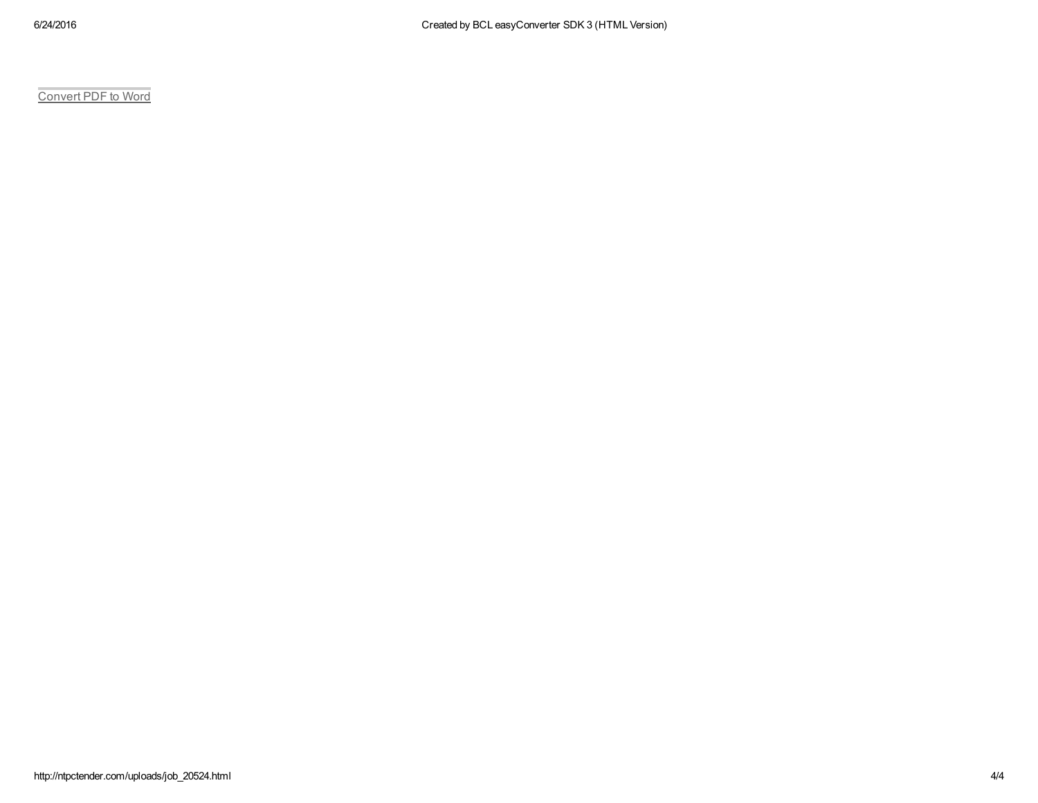Convert PDF to Word